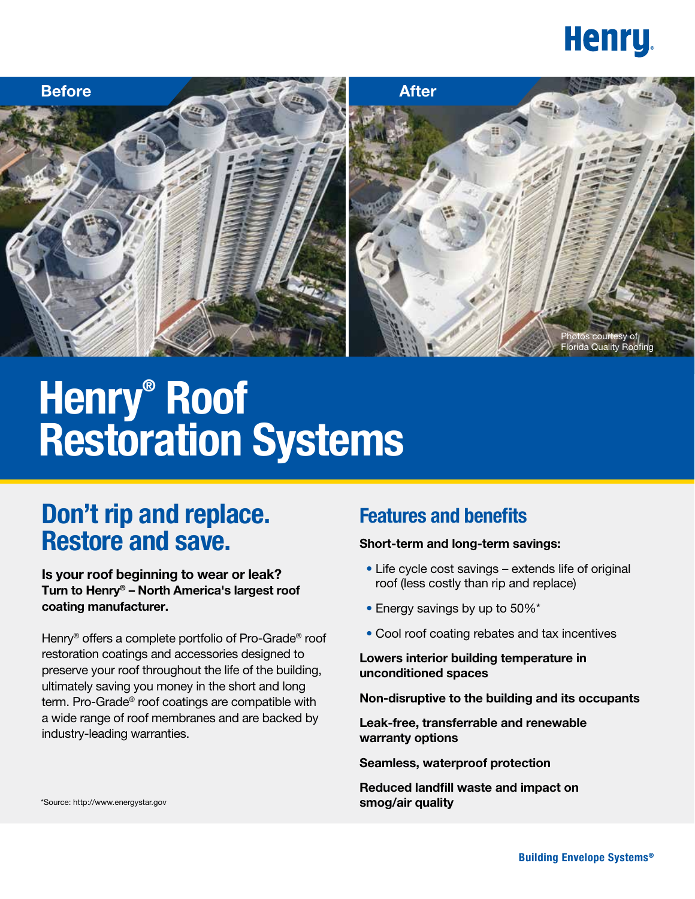Henry

Before

After

Photos courtesy of Florida Quality Roofing

# Henry® Roof Restoration Systems

## Don't rip and replace. Restore and save.

**Is your roof beginning to wear or leak? Turn to Henry® – North America's largest roof coating manufacturer.**

Henry® offers a complete portfolio of Pro-Grade® roof restoration coatings and accessories designed to preserve your roof throughout the life of the building, ultimately saving you money in the short and long term. Pro-Grade® roof coatings are compatible with a wide range of roof membranes and are backed by industry-leading warranties.

*Source: http://www.energystar.gov

## Features and benefits

**Short-term and long-term savings:**

- Life cycle cost savings – extends life of original roof (less costly than rip and replace)
- Energy savings by up to 50%*
- Cool roof coating rebates and tax incentives

**Lowers interior building temperature in unconditioned spaces**

**Non-disruptive to the building and its occupants**

**Leak-free, transferrable and renewable warranty options**

**Seamless, waterproof protection**

**Reduced landfill waste and impact on smog/air quality**

Building Envelope Systems®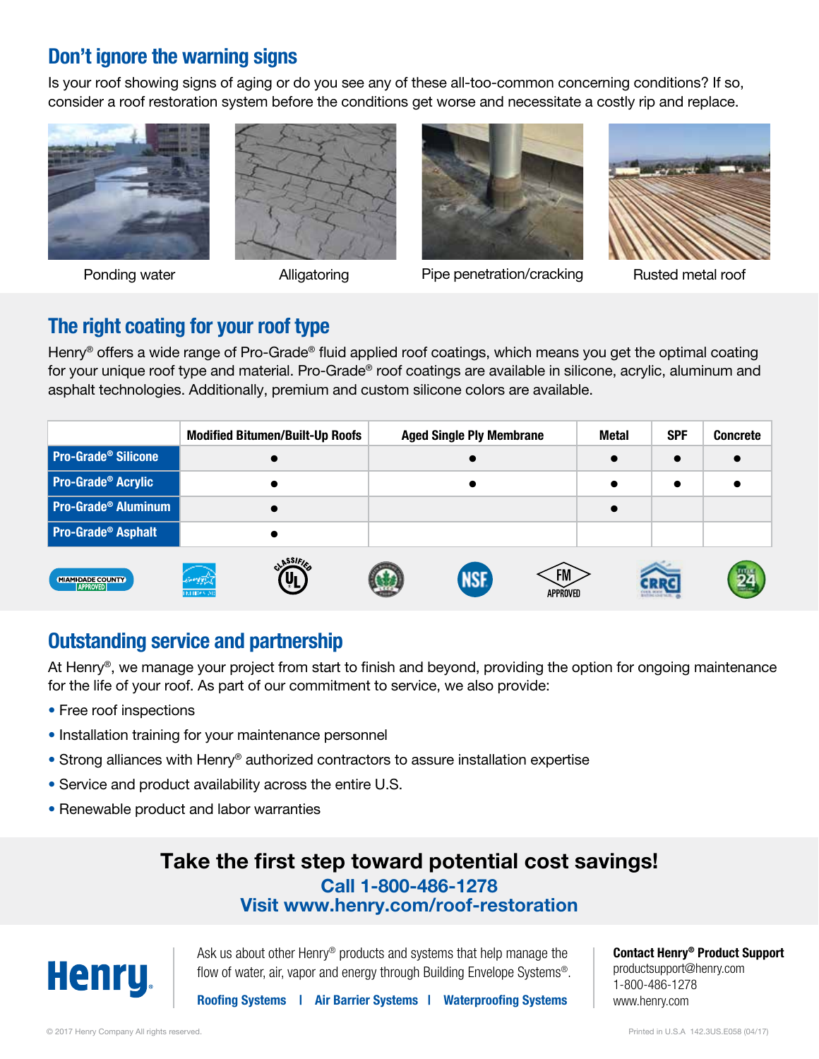## Don't ignore the warning signs

Is your roof showing signs of aging or do you see any of these all-too-common concerning conditions? If so, consider a roof restoration system before the conditions get worse and necessitate a costly rip and replace.

Ponding water

Alligatoring

Pipe penetration/cracking

Rusted metal roof

## The right coating for your roof type

Henry® offers a wide range of Pro-Grade® fluid applied roof coatings, which means you get the optimal coating for your unique roof type and material. Pro-Grade® roof coatings are available in silicone, acrylic, aluminum and asphalt technologies. Additionally, premium and custom silicone colors are available.

| | Modified Bitumen/Built-Up Roofs | Aged Single Ply Membrane | Metal | SPF | Concrete |
|---|---|---|---|---|---|
| Pro-Grade® Silicone | ● | ● | ● | ● | ● |
| Pro-Grade® Acrylic | ● | ● | ● | ● | ● |
| Pro-Grade® Aluminum | ● | | ● | | |
| Pro-Grade® Asphalt | ● | | | | |

## Outstanding service and partnership

At Henry®, we manage your project from start to finish and beyond, providing the option for ongoing maintenance for the life of your roof. As part of our commitment to service, we also provide:

- Free roof inspections
- Installation training for your maintenance personnel
- Strong alliances with Henry® authorized contractors to assure installation expertise
- Service and product availability across the entire U.S.
- Renewable product and labor warranties

**Take the first step toward potential cost savings!**

**Call 1-800-486-1278**

**Visit www.henry.com/roof-restoration**

Henry

Ask us about other Henry® products and systems that help manage the flow of water, air, vapor and energy through Building Envelope Systems®.

**Roofing Systems | Air Barrier Systems | Waterproofing Systems**

**Contact Henry® Product Support**

productsupport@henry.com

1-800-486-1278

www.henry.com

© 2017 Henry Company All rights reserved.

Printed in U.S.A 142.3US.E058 (04/17)